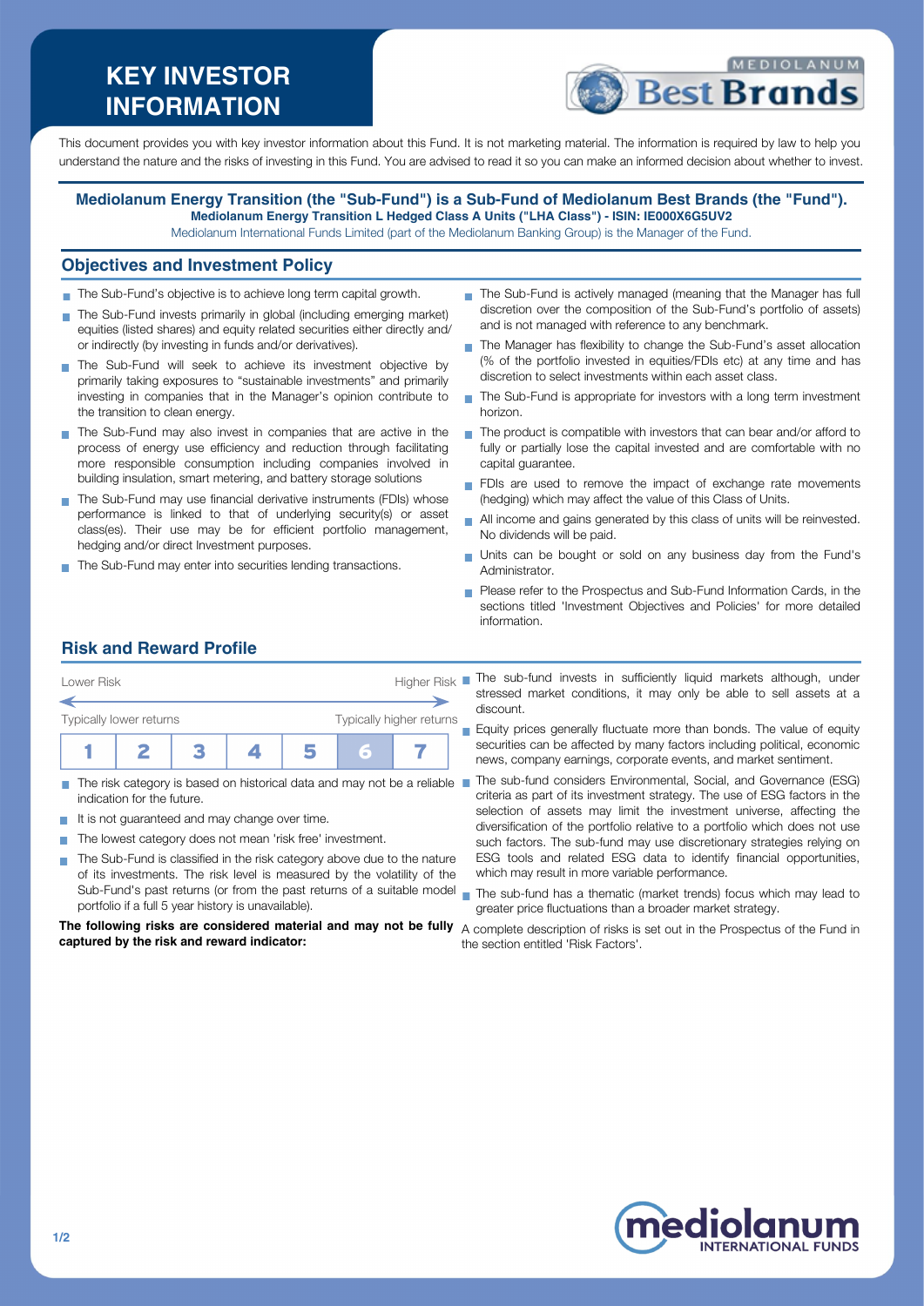# KEY INVESTOR INFORMATION

This document provides you with key investor information about this Fund. It is not marketing material. The information is required by law to help you understand the nature and the risks of investing in this Fund. You are advised to read it so you can make an informed decision about whether to invest.

**Mediolanum Energy Transition (the "Sub-Fund") is a Sub-Fund of Mediolanum Best Brands (the "Fund").**
**Mediolanum Energy Transition L Hedged Class A Units ("LHA Class") - ISIN: IE000X6G5UV2**
Mediolanum International Funds Limited (part of the Mediolanum Banking Group) is the Manager of the Fund.

## Objectives and Investment Policy

- The Sub-Fund's objective is to achieve long term capital growth.
- The Sub-Fund invests primarily in global (including emerging market) equities (listed shares) and equity related securities either directly and/or indirectly (by investing in funds and/or derivatives).
- The Sub-Fund will seek to achieve its investment objective by primarily taking exposures to "sustainable investments" and primarily investing in companies that in the Manager's opinion contribute to the transition to clean energy.
- The Sub-Fund may also invest in companies that are active in the process of energy use efficiency and reduction through facilitating more responsible consumption including companies involved in building insulation, smart metering, and battery storage solutions
- The Sub-Fund may use financial derivative instruments (FDIs) whose performance is linked to that of underlying security(s) or asset class(es). Their use may be for efficient portfolio management, hedging and/or direct Investment purposes.
- The Sub-Fund may enter into securities lending transactions.
- The Sub-Fund is actively managed (meaning that the Manager has full discretion over the composition of the Sub-Fund's portfolio of assets) and is not managed with reference to any benchmark.
- The Manager has flexibility to change the Sub-Fund's asset allocation (% of the portfolio invested in equities/FDIs etc) at any time and has discretion to select investments within each asset class.
- The Sub-Fund is appropriate for investors with a long term investment horizon.
- The product is compatible with investors that can bear and/or afford to fully or partially lose the capital invested and are comfortable with no capital guarantee.
- FDIs are used to remove the impact of exchange rate movements (hedging) which may affect the value of this Class of Units.
- All income and gains generated by this class of units will be reinvested. No dividends will be paid.
- Units can be bought or sold on any business day from the Fund's Administrator.
- Please refer to the Prospectus and Sub-Fund Information Cards, in the sections titled 'Investment Objectives and Policies' for more detailed information.

## Risk and Reward Profile

| Lower Risk | | | | | | Higher Risk |
|---|---|---|---|---|---|---|
| Typically lower returns | | | | | | Typically higher returns |
| 1 | 2 | 3 | 4 | 5 | **6** | 7 |

- The risk category is based on historical data and may not be a reliable indication for the future.
- It is not guaranteed and may change over time.
- The lowest category does not mean 'risk free' investment.
- The Sub-Fund is classified in the risk category above due to the nature of its investments. The risk level is measured by the volatility of the Sub-Fund's past returns (or from the past returns of a suitable model portfolio if a full 5 year history is unavailable).

**The following risks are considered material and may not be fully captured by the risk and reward indicator:**

- The sub-fund invests in sufficiently liquid markets although, under stressed market conditions, it may only be able to sell assets at a discount.
- Equity prices generally fluctuate more than bonds. The value of equity securities can be affected by many factors including political, economic news, company earnings, corporate events, and market sentiment.
- The sub-fund considers Environmental, Social, and Governance (ESG) criteria as part of its investment strategy. The use of ESG factors in the selection of assets may limit the investment universe, affecting the diversification of the portfolio relative to a portfolio which does not use such factors. The sub-fund may use discretionary strategies relying on ESG tools and related ESG data to identify financial opportunities, which may result in more variable performance.
- The sub-fund has a thematic (market trends) focus which may lead to greater price fluctuations than a broader market strategy.

A complete description of risks is set out in the Prospectus of the Fund in the section entitled 'Risk Factors'.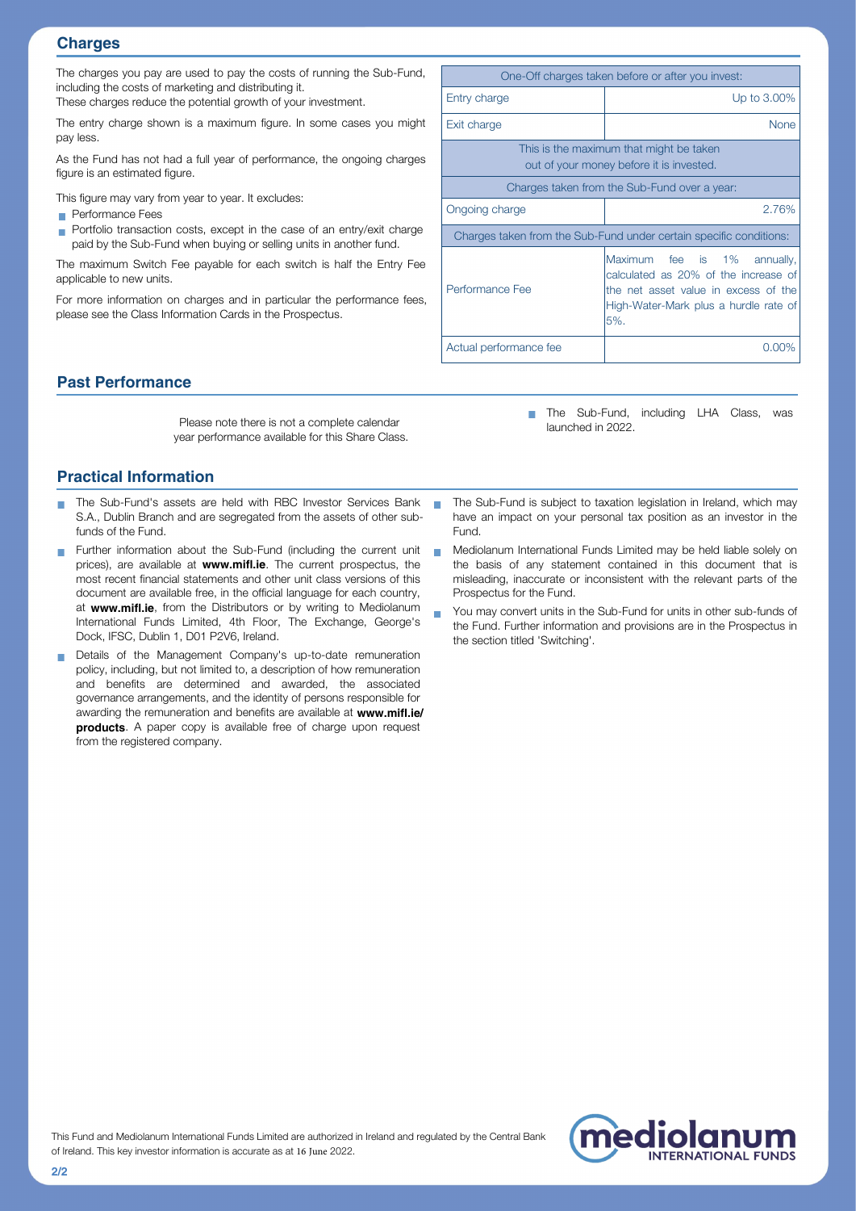## Charges

The charges you pay are used to pay the costs of running the Sub-Fund, including the costs of marketing and distributing it.
These charges reduce the potential growth of your investment.

The entry charge shown is a maximum figure. In some cases you might pay less.

As the Fund has not had a full year of performance, the ongoing charges figure is an estimated figure.

This figure may vary from year to year. It excludes:

- Performance Fees
- Portfolio transaction costs, except in the case of an entry/exit charge paid by the Sub-Fund when buying or selling units in another fund.

The maximum Switch Fee payable for each switch is half the Entry Fee applicable to new units.

For more information on charges and in particular the performance fees, please see the Class Information Cards in the Prospectus.

| One-Off charges taken before or after you invest: | |
|---|---|
| Entry charge | Up to 3.00% |
| Exit charge | None |
| This is the maximum that might be taken out of your money before it is invested. | |
| Charges taken from the Sub-Fund over a year: | |
| Ongoing charge | 2.76% |
| Charges taken from the Sub-Fund under certain specific conditions: | |
| Performance Fee | Maximum fee is 1% annually, calculated as 20% of the increase of the net asset value in excess of the High-Water-Mark plus a hurdle rate of 5%. |
| Actual performance fee | 0.00% |

## Past Performance

Please note there is not a complete calendar year performance available for this Share Class.

- The Sub-Fund, including LHA Class, was launched in 2022.

## Practical Information

- The Sub-Fund's assets are held with RBC Investor Services Bank S.A., Dublin Branch and are segregated from the assets of other sub-funds of the Fund.
- Further information about the Sub-Fund (including the current unit prices), are available at **www.mifl.ie**. The current prospectus, the most recent financial statements and other unit class versions of this document are available free, in the official language for each country, at **www.mifl.ie**, from the Distributors or by writing to Mediolanum International Funds Limited, 4th Floor, The Exchange, George's Dock, IFSC, Dublin 1, D01 P2V6, Ireland.
- Details of the Management Company's up-to-date remuneration policy, including, but not limited to, a description of how remuneration and benefits are determined and awarded, the associated governance arrangements, and the identity of persons responsible for awarding the remuneration and benefits are available at **www.mifl.ie/products**. A paper copy is available free of charge upon request from the registered company.
- The Sub-Fund is subject to taxation legislation in Ireland, which may have an impact on your personal tax position as an investor in the Fund.
- Mediolanum International Funds Limited may be held liable solely on the basis of any statement contained in this document that is misleading, inaccurate or inconsistent with the relevant parts of the Prospectus for the Fund.
- You may convert units in the Sub-Fund for units in other sub-funds of the Fund. Further information and provisions are in the Prospectus in the section titled 'Switching'.

This Fund and Mediolanum International Funds Limited are authorized in Ireland and regulated by the Central Bank of Ireland. This key investor information is accurate as at 16 June 2022.

mediolanum INTERNATIONAL FUNDS